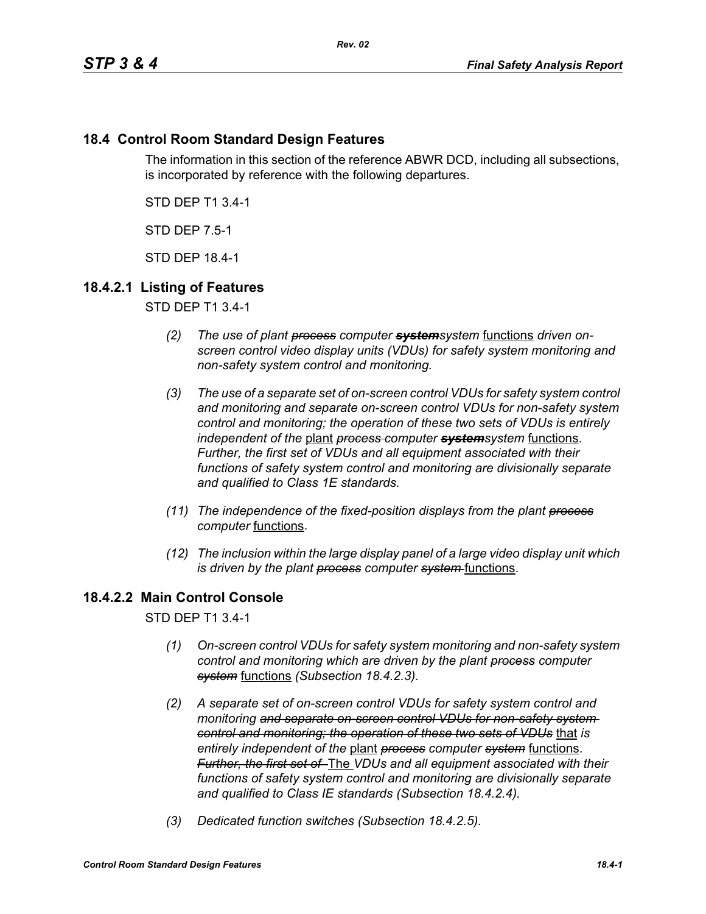## 18.4 Control Room Standard Design Features

The information in this section of the reference ABWR DCD, including all subsections, is incorporated by reference with the following departures.

STD DEP T1 3.4-1

STD DEP 7.5-1

STD DEP 18.4-1

### 18.4.2.1 Listing of Features

STD DEP T1 3.4-1

*(2) The use of plant ~~process~~ computer ~~**system**~~system* functions *driven on-screen control video display units (VDUs) for safety system monitoring and non-safety system control and monitoring.*

*(3) The use of a separate set of on-screen control VDUs for safety system control and monitoring and separate on-screen control VDUs for non-safety system control and monitoring; the operation of these two sets of VDUs is entirely independent of the* plant *~~process~~ computer ~~**system**~~system* functions*. Further, the first set of VDUs and all equipment associated with their functions of safety system control and monitoring are divisionally separate and qualified to Class 1E standards.*

*(11) The independence of the fixed-position displays from the plant ~~process~~ computer* functions*.*

*(12) The inclusion within the large display panel of a large video display unit which is driven by the plant ~~process~~ computer ~~system~~* functions.

### 18.4.2.2 Main Control Console

STD DEP T1 3.4-1

*(1) On-screen control VDUs for safety system monitoring and non-safety system control and monitoring which are driven by the plant ~~process~~ computer ~~system~~* functions *(Subsection 18.4.2.3).*

*(2) A separate set of on-screen control VDUs for safety system control and monitoring ~~and separate on-screen control VDUs for non-safety system control and monitoring; the operation of these two sets of VDUs~~* that *is entirely independent of the* plant *~~process~~ computer ~~system~~* functions. *~~Further, the first set of~~* The *VDUs and all equipment associated with their functions of safety system control and monitoring are divisionally separate and qualified to Class IE standards (Subsection 18.4.2.4).*

*(3) Dedicated function switches (Subsection 18.4.2.5).*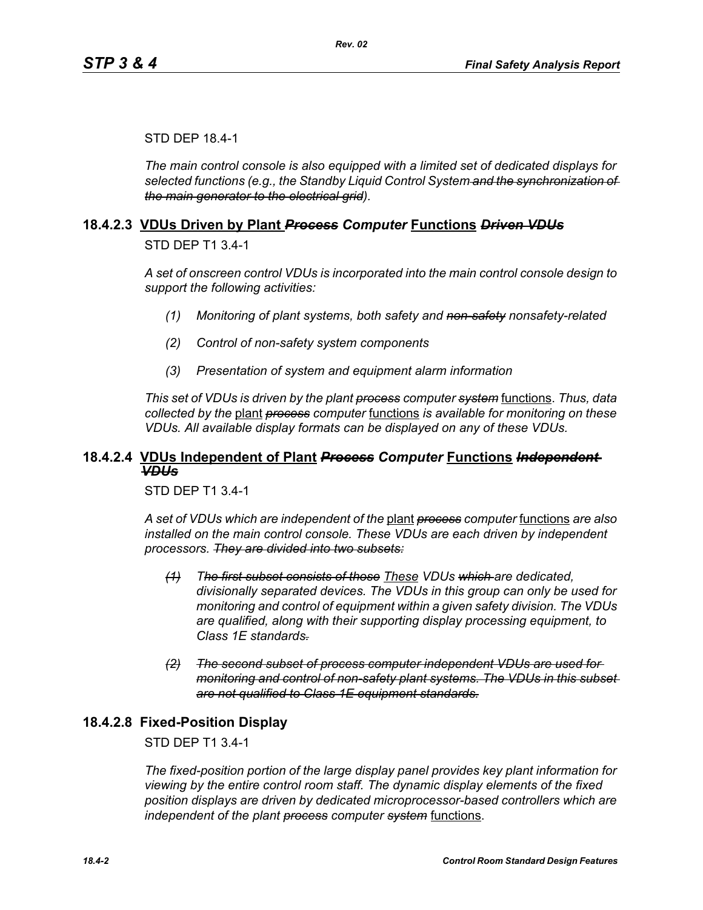STD DEP 18.4-1

*The main control console is also equipped with a limited set of dedicated displays for selected functions (e.g., the Standby Liquid Control System ~~and the synchronization of the main generator to the electrical grid~~).*

### 18.4.2.3 VDUs Driven by Plant ~~*Process*~~ *Computer* Functions ~~*Driven VDUs*~~

STD DEP T1 3.4-1

*A set of onscreen control VDUs is incorporated into the main control console design to support the following activities:*

*(1) Monitoring of plant systems, both safety and ~~non-safety~~ nonsafety-related*

*(2) Control of non-safety system components*

*(3) Presentation of system and equipment alarm information*

*This set of VDUs is driven by the plant ~~process~~ computer ~~system~~* functions. *Thus, data collected by the* plant *~~process~~ computer* functions *is available for monitoring on these VDUs. All available display formats can be displayed on any of these VDUs.*

### 18.4.2.4 VDUs Independent of Plant ~~*Process*~~ *Computer* Functions ~~*Independent VDUs*~~

STD DEP T1 3.4-1

*A set of VDUs which are independent of the* plant *~~process~~ computer* functions *are also installed on the main control console. These VDUs are each driven by independent processors. ~~They are divided into two subsets:~~*

*~~(1)~~ T~~he first subset consists of those~~* These *VDUs ~~which~~ are dedicated, divisionally separated devices. The VDUs in this group can only be used for monitoring and control of equipment within a given safety division. The VDUs are qualified, along with their supporting display processing equipment, to Class 1E standards~~.~~*

*~~(2) The second subset of process computer independent VDUs are used for monitoring and control of non-safety plant systems. The VDUs in this subset are not qualified to Class 1E equipment standards.~~*

### 18.4.2.8 Fixed-Position Display

STD DEP T1 3.4-1

*The fixed-position portion of the large display panel provides key plant information for viewing by the entire control room staff. The dynamic display elements of the fixed position displays are driven by dedicated microprocessor-based controllers which are independent of the plant ~~process~~ computer ~~system~~* functions.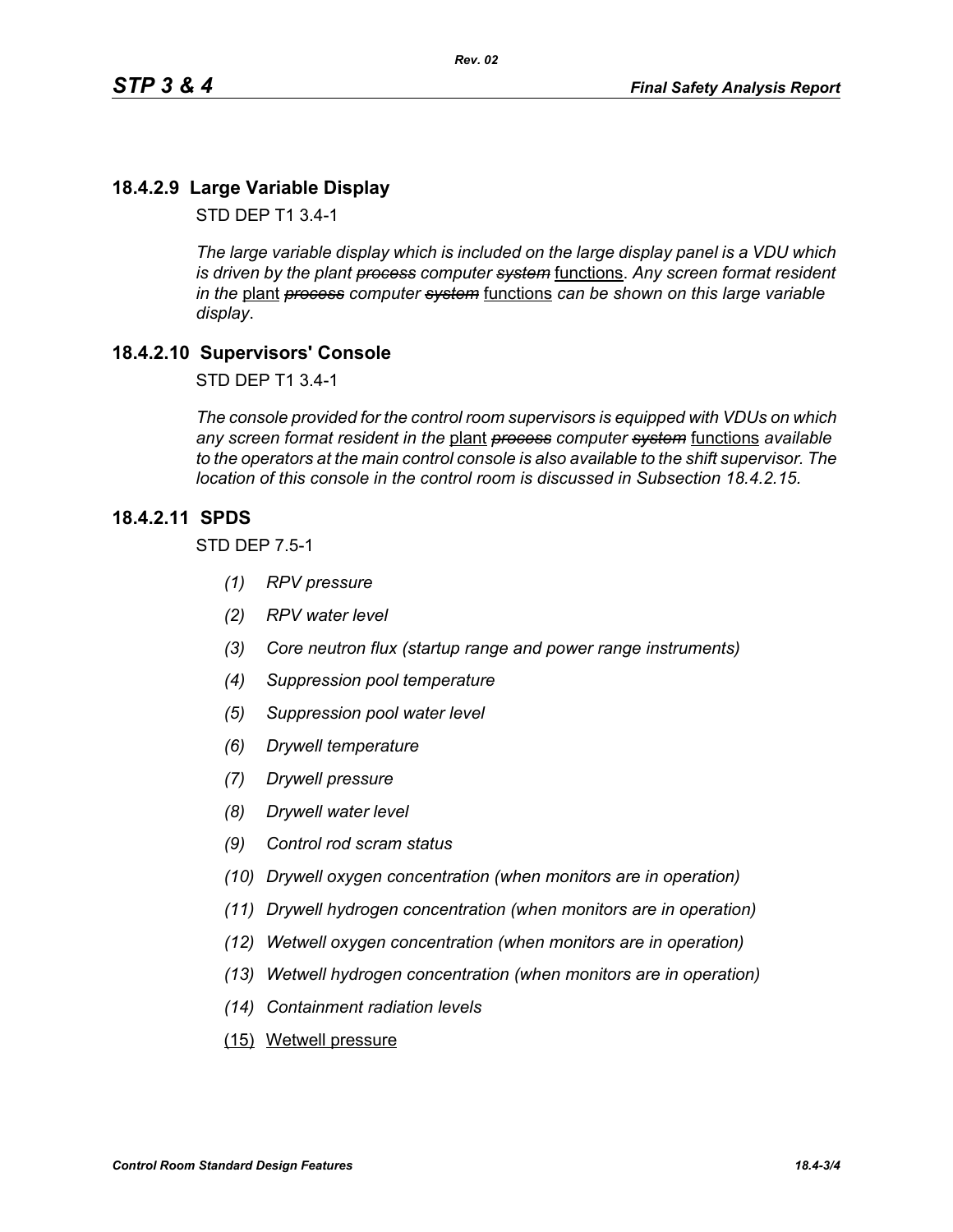## 18.4.2.9 Large Variable Display

STD DEP T1 3.4-1

*The large variable display which is included on the large display panel is a VDU which is driven by the plant ~~process~~ computer ~~system~~* functions. *Any screen format resident in the* plant *~~process~~ computer ~~system~~* functions *can be shown on this large variable display*.

## 18.4.2.10 Supervisors' Console

STD DEP T1 3.4-1

*The console provided for the control room supervisors is equipped with VDUs on which any screen format resident in the* plant *~~process~~ computer ~~system~~* functions *available to the operators at the main control console is also available to the shift supervisor. The location of this console in the control room is discussed in Subsection 18.4.2.15.*

## 18.4.2.11 SPDS

STD DEP 7.5-1

*(1) RPV pressure*

*(2) RPV water level*

*(3) Core neutron flux (startup range and power range instruments)*

*(4) Suppression pool temperature*

*(5) Suppression pool water level*

*(6) Drywell temperature*

*(7) Drywell pressure*

*(8) Drywell water level*

*(9) Control rod scram status*

*(10) Drywell oxygen concentration (when monitors are in operation)*

*(11) Drywell hydrogen concentration (when monitors are in operation)*

*(12) Wetwell oxygen concentration (when monitors are in operation)*

*(13) Wetwell hydrogen concentration (when monitors are in operation)*

*(14) Containment radiation levels*

(15) Wetwell pressure